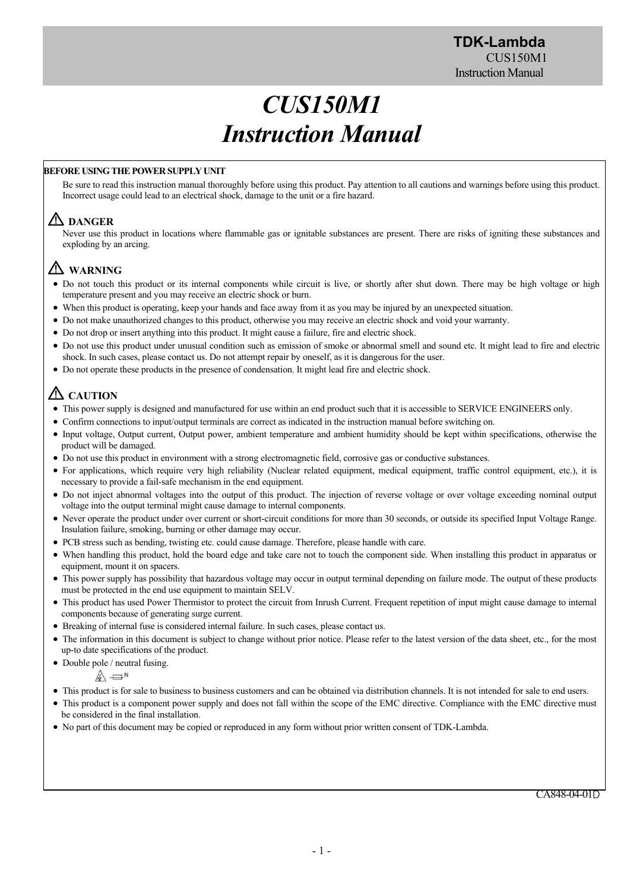# CUS150M1 Instruction Manual

**BEFORE USING THE POWER SUPPLY UNIT**

Be sure to read this instruction manual thoroughly before using this product. Pay attention to all cautions and warnings before using this product. Incorrect usage could lead to an electrical shock, damage to the unit or a fire hazard.

## ⚠ DANGER

Never use this product in locations where flammable gas or ignitable substances are present. There are risks of igniting these substances and exploding by an arcing.

## ⚠ WARNING

- Do not touch this product or its internal components while circuit is live, or shortly after shut down. There may be high voltage or high temperature present and you may receive an electric shock or burn.
- When this product is operating, keep your hands and face away from it as you may be injured by an unexpected situation.
- Do not make unauthorized changes to this product, otherwise you may receive an electric shock and void your warranty.
- Do not drop or insert anything into this product. It might cause a failure, fire and electric shock.
- Do not use this product under unusual condition such as emission of smoke or abnormal smell and sound etc. It might lead to fire and electric shock. In such cases, please contact us. Do not attempt repair by oneself, as it is dangerous for the user.
- Do not operate these products in the presence of condensation. It might lead fire and electric shock.

## ⚠ CAUTION

- This power supply is designed and manufactured for use within an end product such that it is accessible to SERVICE ENGINEERS only.
- Confirm connections to input/output terminals are correct as indicated in the instruction manual before switching on.
- Input voltage, Output current, Output power, ambient temperature and ambient humidity should be kept within specifications, otherwise the product will be damaged.
- Do not use this product in environment with a strong electromagnetic field, corrosive gas or conductive substances.
- For applications, which require very high reliability (Nuclear related equipment, medical equipment, traffic control equipment, etc.), it is necessary to provide a fail-safe mechanism in the end equipment.
- Do not inject abnormal voltages into the output of this product. The injection of reverse voltage or over voltage exceeding nominal output voltage into the output terminal might cause damage to internal components.
- Never operate the product under over current or short-circuit conditions for more than 30 seconds, or outside its specified Input Voltage Range. Insulation failure, smoking, burning or other damage may occur.
- PCB stress such as bending, twisting etc. could cause damage. Therefore, please handle with care.
- When handling this product, hold the board edge and take care not to touch the component side. When installing this product in apparatus or equipment, mount it on spacers.
- This power supply has possibility that hazardous voltage may occur in output terminal depending on failure mode. The output of these products must be protected in the end use equipment to maintain SELV.
- This product has used Power Thermistor to protect the circuit from Inrush Current. Frequent repetition of input might cause damage to internal components because of generating surge current.
- Breaking of internal fuse is considered internal failure. In such cases, please contact us.
- The information in this document is subject to change without prior notice. Please refer to the latest version of the data sheet, etc., for the most up-to date specifications of the product.
- Double pole / neutral fusing.
- This product is for sale to business to business customers and can be obtained via distribution channels. It is not intended for sale to end users.
- This product is a component power supply and does not fall within the scope of the EMC directive. Compliance with the EMC directive must be considered in the final installation.
- No part of this document may be copied or reproduced in any form without prior written consent of TDK-Lambda.

CA848-04-01D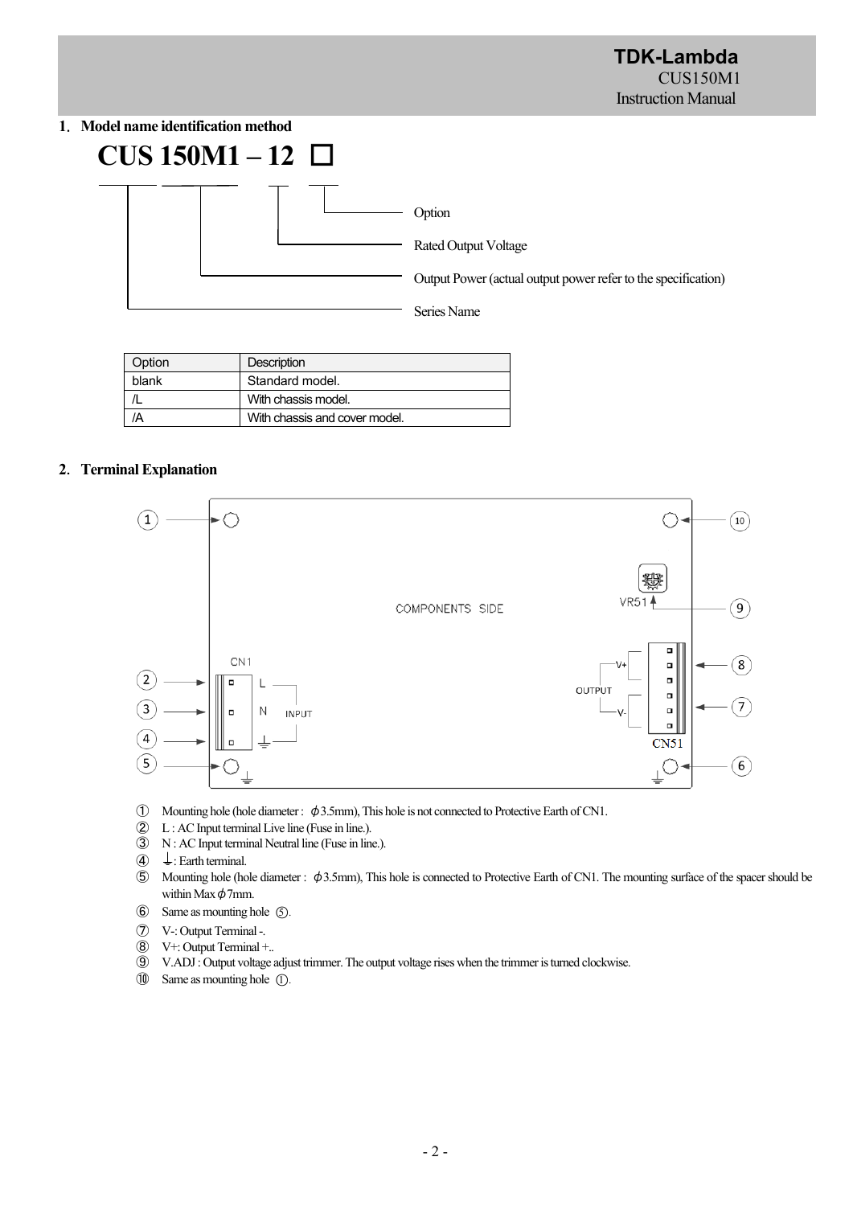## 1. Model name identification method

**CUS 150M1 – 12 □**

- Option
- Rated Output Voltage
- Output Power (actual output power refer to the specification)
- Series Name

| Option | Description |
|---|---|
| blank | Standard model. |
| /L | With chassis model. |
| /A | With chassis and cover model. |

## 2. Terminal Explanation

①　Mounting hole (hole diameter : ϕ3.5mm), This hole is not connected to Protective Earth of CN1.
②　L : AC Input terminal Live line (Fuse in line.).
③　N : AC Input terminal Neutral line (Fuse in line.).
④　⏚: Earth terminal.
⑤　Mounting hole (hole diameter : ϕ3.5mm), This hole is connected to Protective Earth of CN1. The mounting surface of the spacer should be within Max ϕ7mm.
⑥　Same as mounting hole ⑤.
⑦　V-: Output Terminal -.
⑧　V+: Output Terminal +..
⑨　V.ADJ : Output voltage adjust trimmer. The output voltage rises when the trimmer is turned clockwise.
⑩　Same as mounting hole ①.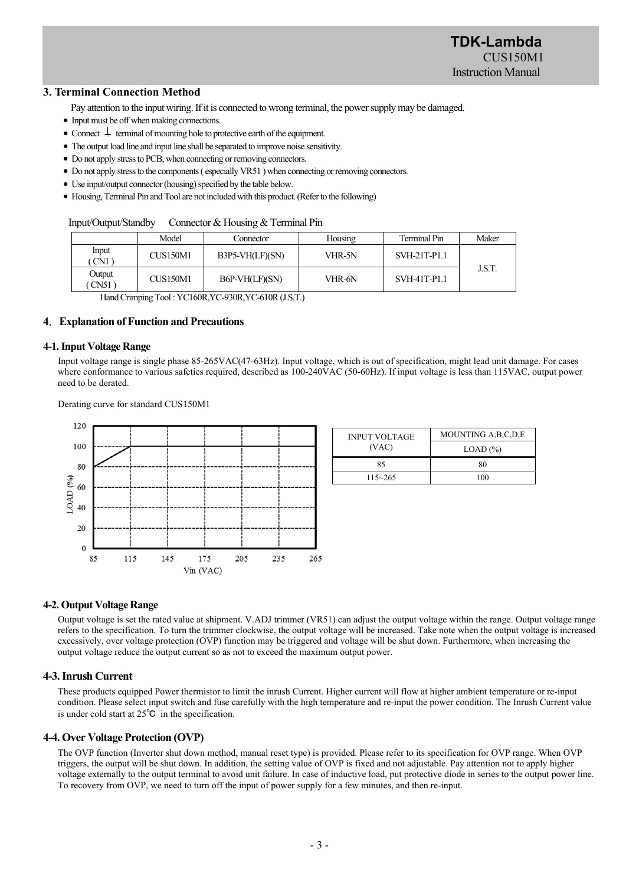### 3. Terminal Connection Method

Pay attention to the input wiring. If it is connected to wrong terminal, the power supply may be damaged.

- Input must be off when making connections.
- Connect ⏚ terminal of mounting hole to protective earth of the equipment.
- The output load line and input line shall be separated to improve noise sensitivity.
- Do not apply stress to PCB, when connecting or removing connectors.
- Do not apply stress to the components ( especially VR51 ) when connecting or removing connectors.
- Use input/output connector (housing) specified by the table below.
- Housing, Terminal Pin and Tool are not included with this product. (Refer to the following)

Input/Output/Standby Connector & Housing & Terminal Pin

| | Model | Connector | Housing | Terminal Pin | Maker |
|---|---|---|---|---|---|
| Input ( CN1 ) | CUS150M1 | B3P5-VH(LF)(SN) | VHR-5N | SVH-21T-P1.1 | J.S.T. |
| Output ( CN51 ) | CUS150M1 | B6P-VH(LF)(SN) | VHR-6N | SVH-41T-P1.1 | |

Hand Crimping Tool : YC160R,YC-930R,YC-610R (J.S.T.)

### 4. Explanation of Function and Precautions

#### 4-1. Input Voltage Range

Input voltage range is single phase 85-265VAC(47-63Hz). Input voltage, which is out of specification, might lead unit damage. For cases where conformance to various safeties required, described as 100-240VAC (50-60Hz). If input voltage is less than 115VAC, output power need to be derated.

Derating curve for standard CUS150M1

| INPUT VOLTAGE (VAC) | MOUNTING A,B,C,D,E LOAD (%) |
|---|---|
| 85 | 80 |
| 115~265 | 100 |

#### 4-2. Output Voltage Range

Output voltage is set the rated value at shipment. V.ADJ trimmer (VR51) can adjust the output voltage within the range. Output voltage range refers to the specification. To turn the trimmer clockwise, the output voltage will be increased. Take note when the output voltage is increased excessively, over voltage protection (OVP) function may be triggered and voltage will be shut down. Furthermore, when increasing the output voltage reduce the output current so as not to exceed the maximum output power.

#### 4-3. Inrush Current

These products equipped Power thermistor to limit the inrush Current. Higher current will flow at higher ambient temperature or re-input condition. Please select input switch and fuse carefully with the high temperature and re-input the power condition. The Inrush Current value is under cold start at 25℃ in the specification.

#### 4-4. Over Voltage Protection (OVP)

The OVP function (Inverter shut down method, manual reset type) is provided. Please refer to its specification for OVP range. When OVP triggers, the output will be shut down. In addition, the setting value of OVP is fixed and not adjustable. Pay attention not to apply higher voltage externally to the output terminal to avoid unit failure. In case of inductive load, put protective diode in series to the output power line. To recovery from OVP, we need to turn off the input of power supply for a few minutes, and then re-input.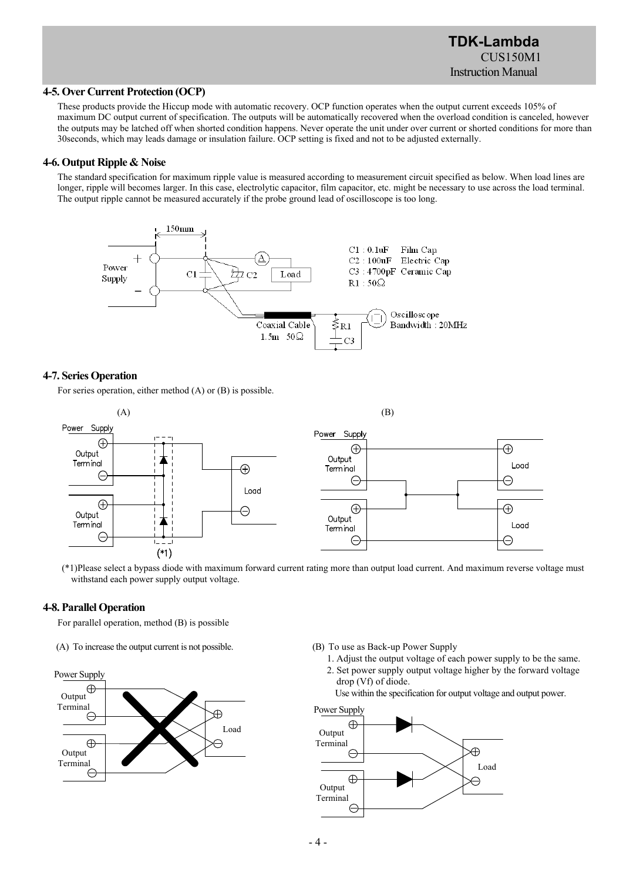### 4-5. Over Current Protection (OCP)

These products provide the Hiccup mode with automatic recovery. OCP function operates when the output current exceeds 105% of maximum DC output current of specification. The outputs will be automatically recovered when the overload condition is canceled, however the outputs may be latched off when shorted condition happens. Never operate the unit under over current or shorted conditions for more than 30seconds, which may leads damage or insulation failure. OCP setting is fixed and not to be adjusted externally.

### 4-6. Output Ripple & Noise

The standard specification for maximum ripple value is measured according to measurement circuit specified as below. When load lines are longer, ripple will becomes larger. In this case, electrolytic capacitor, film capacitor, etc. might be necessary to use across the load terminal. The output ripple cannot be measured accurately if the probe ground lead of oscilloscope is too long.

C1 : 0.1uF Film Cap
C2 : 100uF Electric Cap
C3 : 4700pF Ceramic Cap
R1 : 50Ω

Coaxial Cable 1.5m 50Ω
Oscilloscope Bandwidth : 20MHz

### 4-7. Series Operation

For series operation, either method (A) or (B) is possible.

(*1)Please select a bypass diode with maximum forward current rating more than output load current. And maximum reverse voltage must withstand each power supply output voltage.

### 4-8. Parallel Operation

For parallel operation, method (B) is possible

(A) To increase the output current is not possible.

(B) To use as Back-up Power Supply

1. Adjust the output voltage of each power supply to be the same.
2. Set power supply output voltage higher by the forward voltage drop (Vf) of diode.

Use within the specification for output voltage and output power.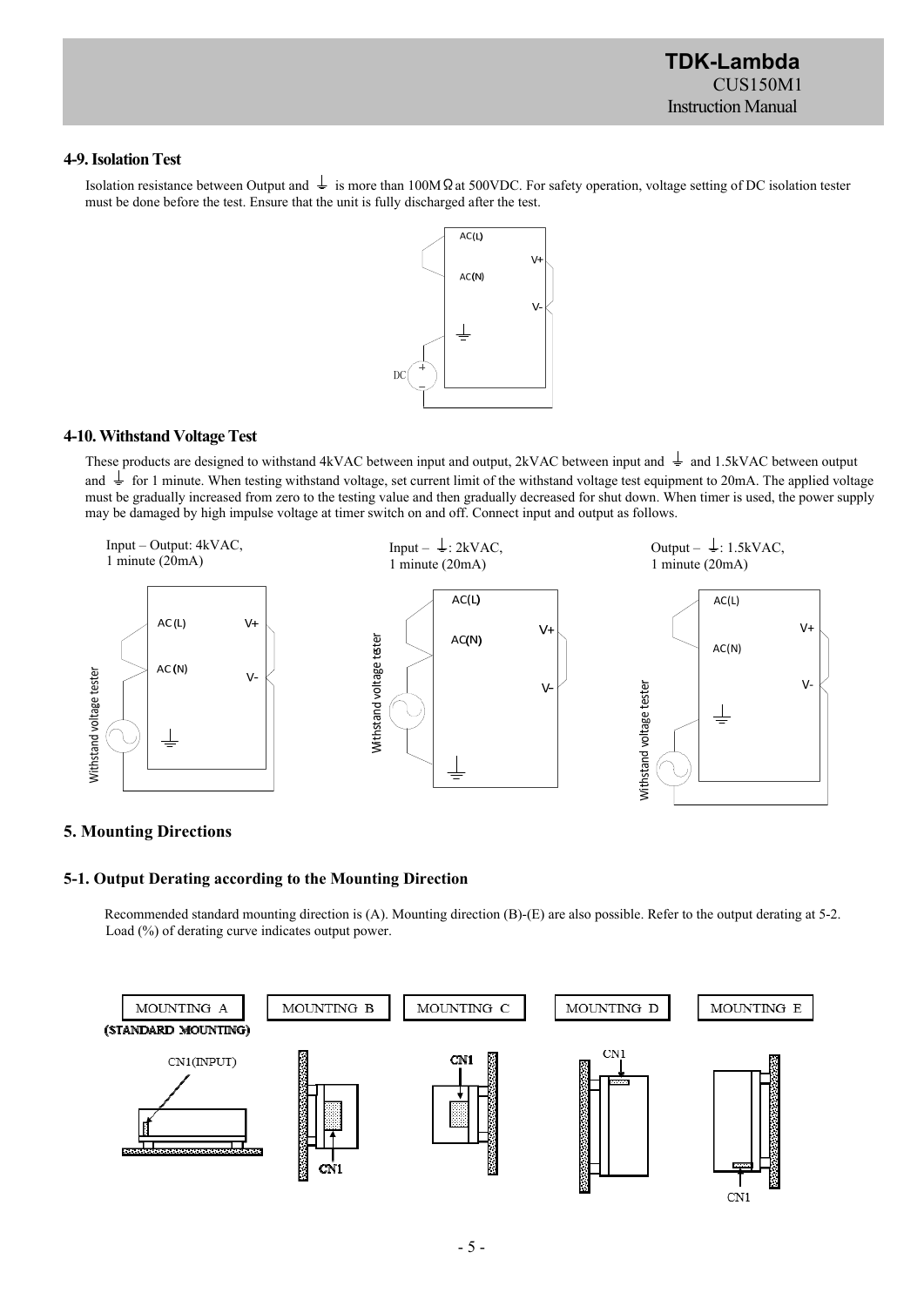### 4-9. Isolation Test

Isolation resistance between Output and ⏚ is more than 100MΩ at 500VDC. For safety operation, voltage setting of DC isolation tester must be done before the test. Ensure that the unit is fully discharged after the test.

### 4-10. Withstand Voltage Test

These products are designed to withstand 4kVAC between input and output, 2kVAC between input and ⏚ and 1.5kVAC between output and ⏚ for 1 minute. When testing withstand voltage, set current limit of the withstand voltage test equipment to 20mA. The applied voltage must be gradually increased from zero to the testing value and then gradually decreased for shut down. When timer is used, the power supply may be damaged by high impulse voltage at timer switch on and off. Connect input and output as follows.

Input – Output: 4kVAC, 1 minute (20mA)

Input – ⏚: 2kVAC, 1 minute (20mA)

Output – ⏚: 1.5kVAC, 1 minute (20mA)

## 5. Mounting Directions

### 5-1. Output Derating according to the Mounting Direction

Recommended standard mounting direction is (A). Mounting direction (B)-(E) are also possible. Refer to the output derating at 5-2. Load (%) of derating curve indicates output power.

MOUNTING A (STANDARD MOUNTING) | MOUNTING B | MOUNTING C | MOUNTING D | MOUNTING E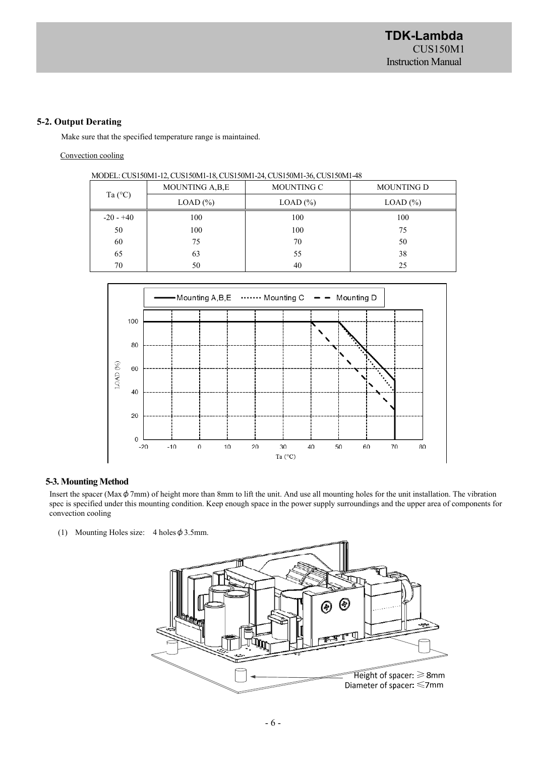## 5-2. Output Derating

Make sure that the specified temperature range is maintained.

Convection cooling

MODEL: CUS150M1-12, CUS150M1-18, CUS150M1-24, CUS150M1-36, CUS150M1-48

| Ta (°C) | MOUNTING A,B,E | MOUNTING C | MOUNTING D |
|---|---|---|---|
| | LOAD (%) | LOAD (%) | LOAD (%) |
| -20 - +40 | 100 | 100 | 100 |
| 50 | 100 | 100 | 75 |
| 60 | 75 | 70 | 50 |
| 65 | 63 | 55 | 38 |
| 70 | 50 | 40 | 25 |

## 5-3. Mounting Method

Insert the spacer (Max $\phi$ 7mm) of height more than 8mm to lift the unit. And use all mounting holes for the unit installation. The vibration spec is specified under this mounting condition. Keep enough space in the power supply surroundings and the upper area of components for convection cooling

(1) Mounting Holes size: 4 holes $\phi$ 3.5mm.

Height of spacer: ≧8mm
Diameter of spacer: ≦7mm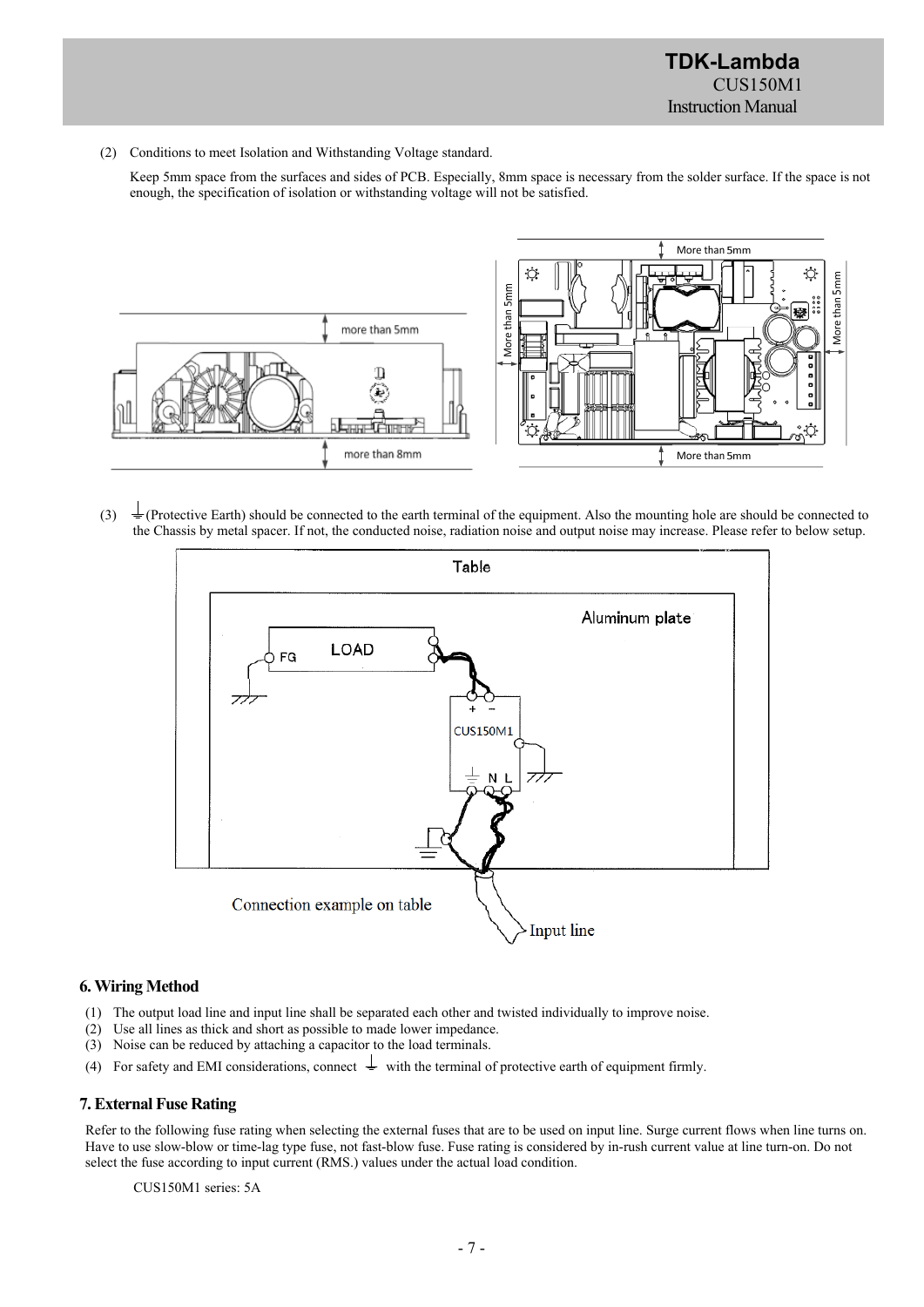(2) Conditions to meet Isolation and Withstanding Voltage standard.

Keep 5mm space from the surfaces and sides of PCB. Especially, 8mm space is necessary from the solder surface. If the space is not enough, the specification of isolation or withstanding voltage will not be satisfied.

(3) ⏚(Protective Earth) should be connected to the earth terminal of the equipment. Also the mounting hole are should be connected to the Chassis by metal spacer. If not, the conducted noise, radiation noise and output noise may increase. Please refer to below setup.

Connection example on table

## 6. Wiring Method

(1) The output load line and input line shall be separated each other and twisted individually to improve noise.
(2) Use all lines as thick and short as possible to made lower impedance.
(3) Noise can be reduced by attaching a capacitor to the load terminals.
(4) For safety and EMI considerations, connect ⏚ with the terminal of protective earth of equipment firmly.

## 7. External Fuse Rating

Refer to the following fuse rating when selecting the external fuses that are to be used on input line. Surge current flows when line turns on. Have to use slow-blow or time-lag type fuse, not fast-blow fuse. Fuse rating is considered by in-rush current value at line turn-on. Do not select the fuse according to input current (RMS.) values under the actual load condition.

CUS150M1 series: 5A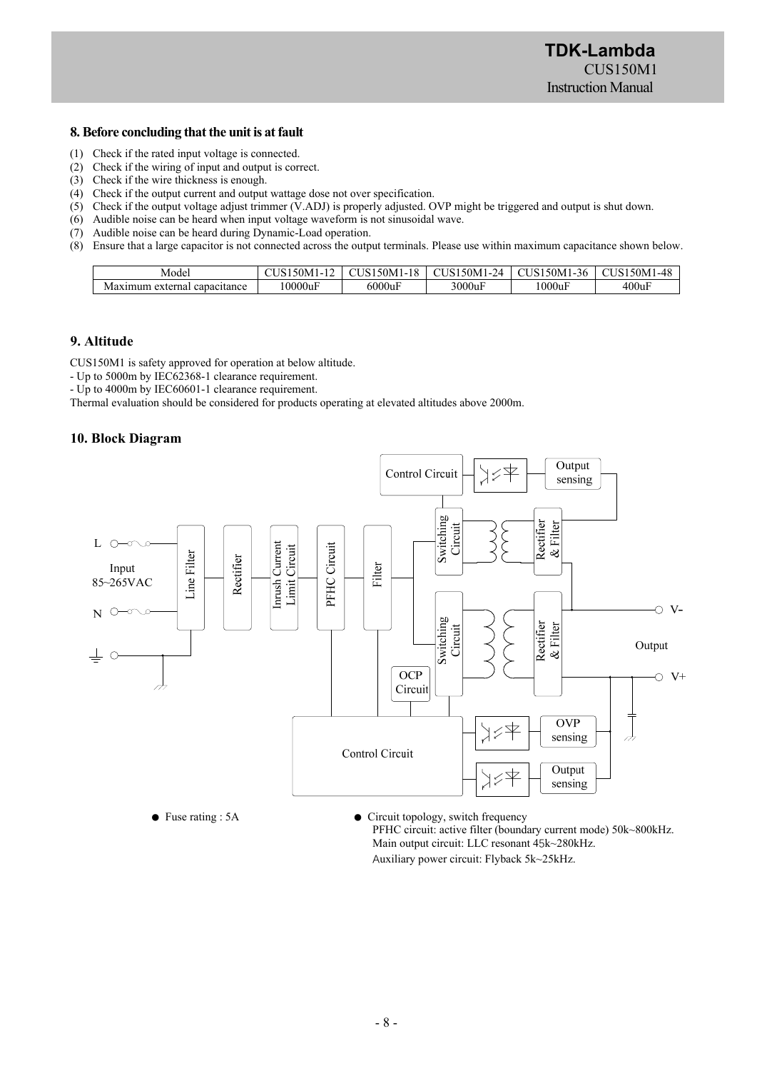## 8. Before concluding that the unit is at fault

(1) Check if the rated input voltage is connected.
(2) Check if the wiring of input and output is correct.
(3) Check if the wire thickness is enough.
(4) Check if the output current and output wattage dose not over specification.
(5) Check if the output voltage adjust trimmer (V.ADJ) is properly adjusted. OVP might be triggered and output is shut down.
(6) Audible noise can be heard when input voltage waveform is not sinusoidal wave.
(7) Audible noise can be heard during Dynamic-Load operation.
(8) Ensure that a large capacitor is not connected across the output terminals. Please use within maximum capacitance shown below.

| Model | CUS150M1-12 | CUS150M1-18 | CUS150M1-24 | CUS150M1-36 | CUS150M1-48 |
|---|---|---|---|---|---|
| Maximum external capacitance | 10000uF | 6000uF | 3000uF | 1000uF | 400uF |

## 9. Altitude

CUS150M1 is safety approved for operation at below altitude.
- Up to 5000m by IEC62368-1 clearance requirement.
- Up to 4000m by IEC60601-1 clearance requirement.

Thermal evaluation should be considered for products operating at elevated altitudes above 2000m.

## 10. Block Diagram

L, N Input 85~265VAC → Line Filter → Rectifier → Inrush Current Limit Circuit → PFHC Circuit → Filter → Switching Circuit → Rectifier & Filter → Output (V-, V+)

Control Circuit, Output sensing, OCP Circuit, OVP sensing

● Fuse rating : 5A

● Circuit topology, switch frequency
PFHC circuit: active filter (boundary current mode) 50k~800kHz.
Main output circuit: LLC resonant 45k~280kHz.
Auxiliary power circuit: Flyback 5k~25kHz.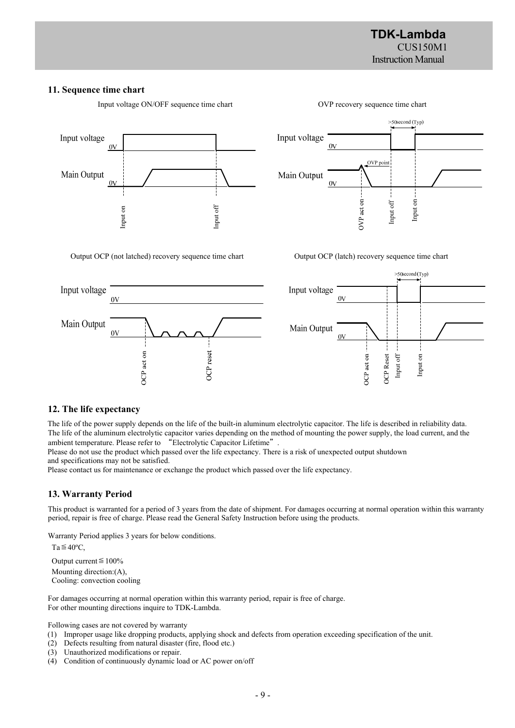## 11. Sequence time chart

Input voltage ON/OFF sequence time chart

OVP recovery sequence time chart

Output OCP (not latched) recovery sequence time chart

Output OCP (latch) recovery sequence time chart

## 12. The life expectancy

The life of the power supply depends on the life of the built-in aluminum electrolytic capacitor. The life is described in reliability data. The life of the aluminum electrolytic capacitor varies depending on the method of mounting the power supply, the load current, and the ambient temperature. Please refer to "Electrolytic Capacitor Lifetime".

Please do not use the product which passed over the life expectancy. There is a risk of unexpected output shutdown and specifications may not be satisfied.

Please contact us for maintenance or exchange the product which passed over the life expectancy.

## 13. Warranty Period

This product is warranted for a period of 3 years from the date of shipment. For damages occurring at normal operation within this warranty period, repair is free of charge. Please read the General Safety Instruction before using the products.

Warranty Period applies 3 years for below conditions.

Ta≦40ºC,

Output current≦100%

Mounting direction:(A),

Cooling: convection cooling

For damages occurring at normal operation within this warranty period, repair is free of charge.

For other mounting directions inquire to TDK-Lambda.

Following cases are not covered by warranty

(1) Improper usage like dropping products, applying shock and defects from operation exceeding specification of the unit.
(2) Defects resulting from natural disaster (fire, flood etc.)
(3) Unauthorized modifications or repair.
(4) Condition of continuously dynamic load or AC power on/off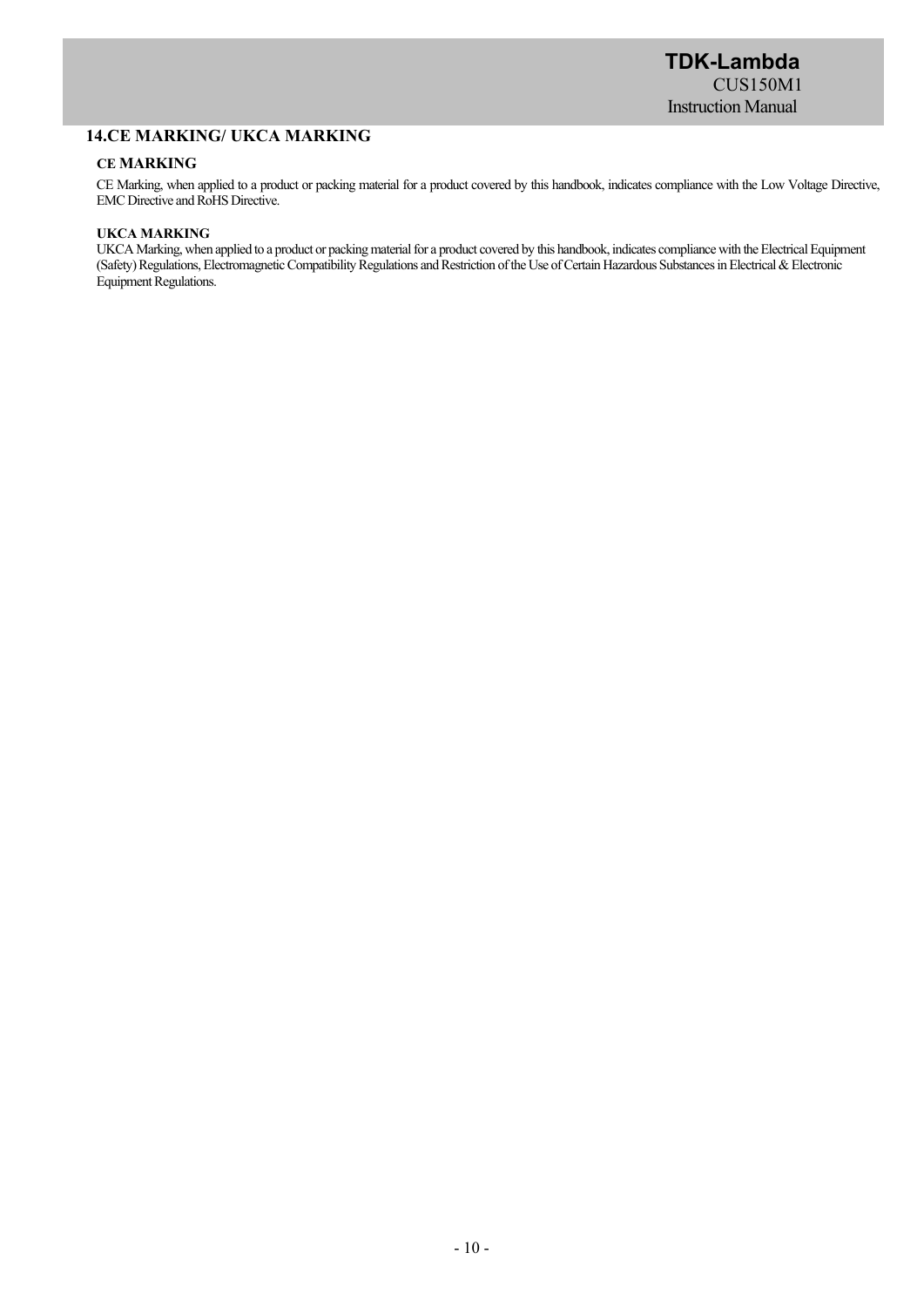## 14.CE MARKING/ UKCA MARKING

### CE MARKING

CE Marking, when applied to a product or packing material for a product covered by this handbook, indicates compliance with the Low Voltage Directive, EMC Directive and RoHS Directive.

### UKCA MARKING

UKCA Marking, when applied to a product or packing material for a product covered by this handbook, indicates compliance with the Electrical Equipment (Safety) Regulations, Electromagnetic Compatibility Regulations and Restriction of the Use of Certain Hazardous Substances in Electrical & Electronic Equipment Regulations.